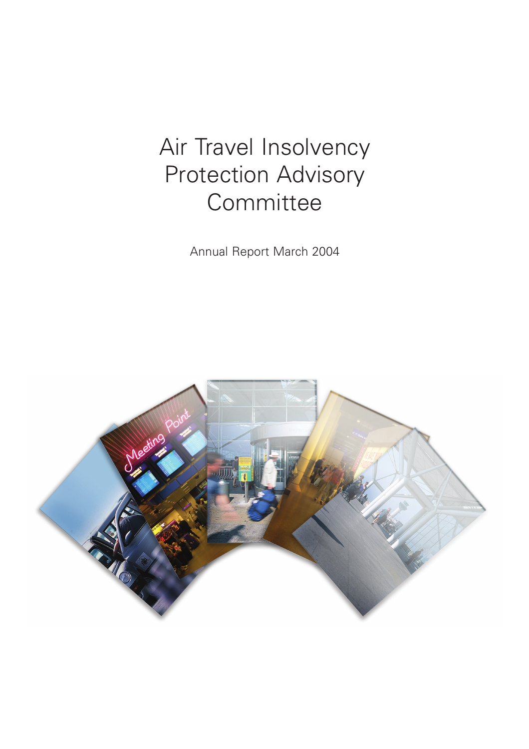# Air Travel Insolvency Protection Advisory Committee

Annual Report March 2004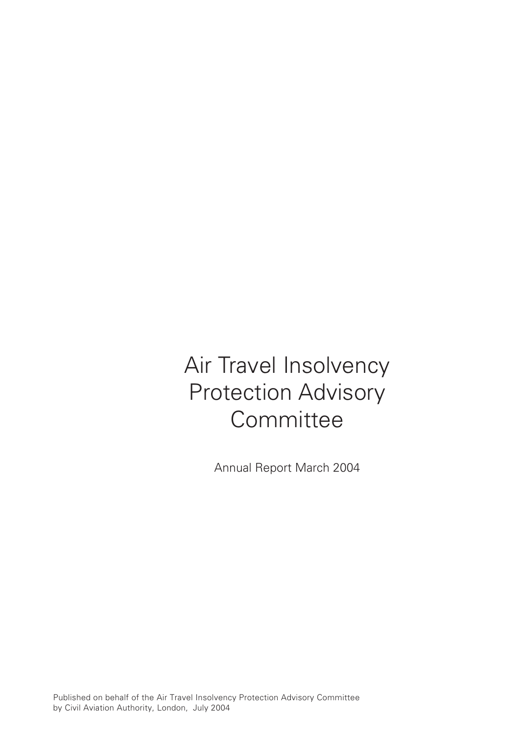# Air Travel Insolvency Protection Advisory Committee

Annual Report March 2004

Published on behalf of the Air Travel Insolvency Protection Advisory Committee
by Civil Aviation Authority, London, July 2004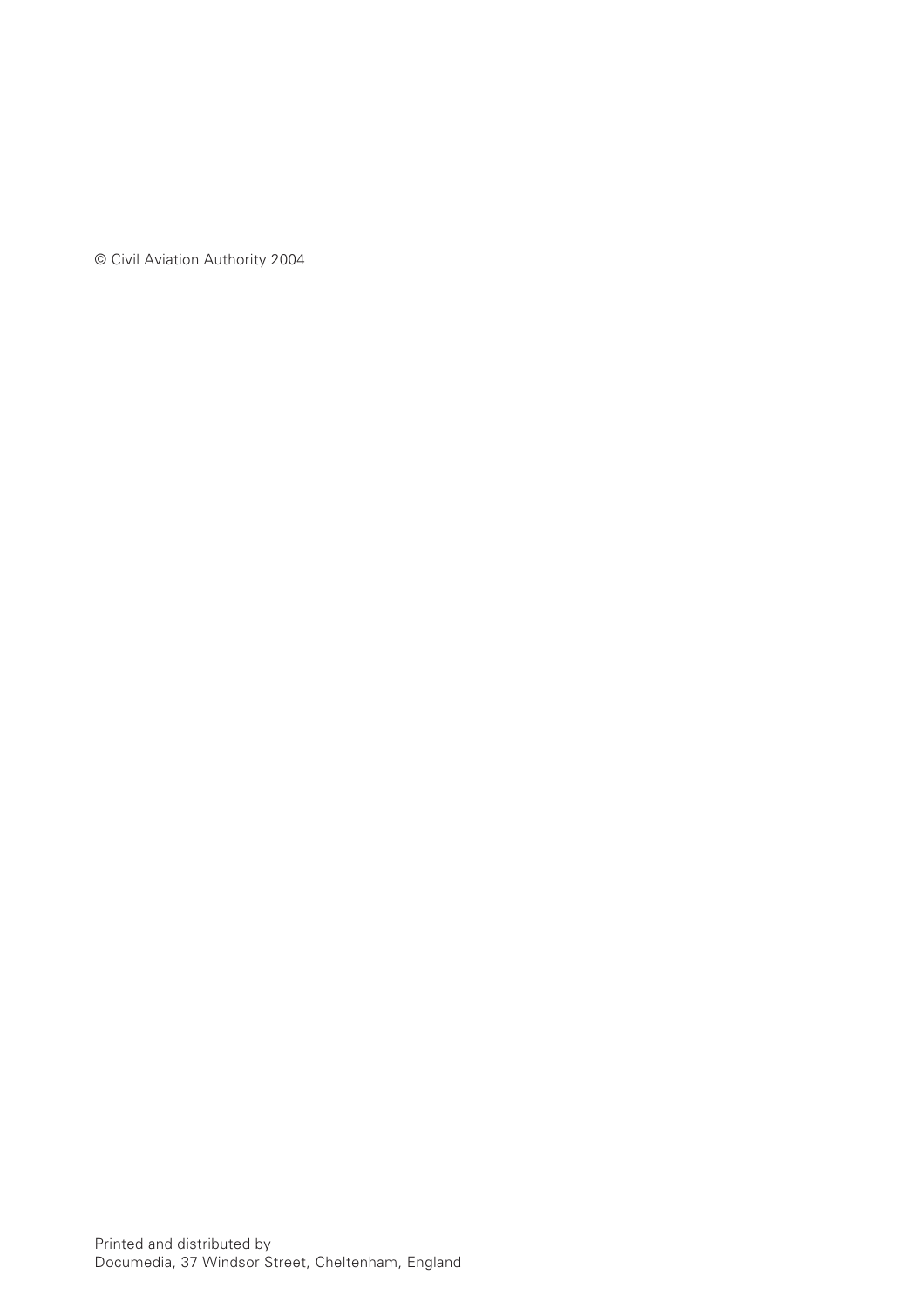© Civil Aviation Authority 2004

Printed and distributed by
Documedia, 37 Windsor Street, Cheltenham, England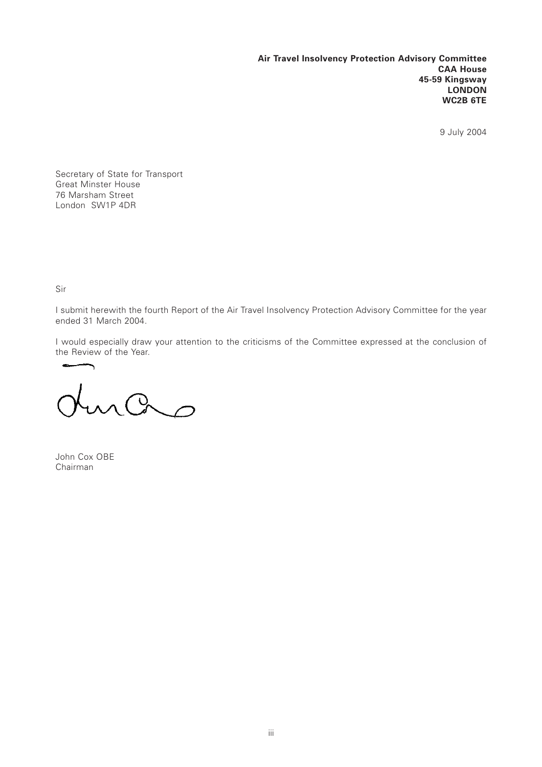**Air Travel Insolvency Protection Advisory Committee**
**CAA House**
**45-59 Kingsway**
**LONDON**
**WC2B 6TE**

9 July 2004

Secretary of State for Transport
Great Minster House
76 Marsham Street
London SW1P 4DR

Sir

I submit herewith the fourth Report of the Air Travel Insolvency Protection Advisory Committee for the year ended 31 March 2004.

I would especially draw your attention to the criticisms of the Committee expressed at the conclusion of the Review of the Year.

John Cox OBE
Chairman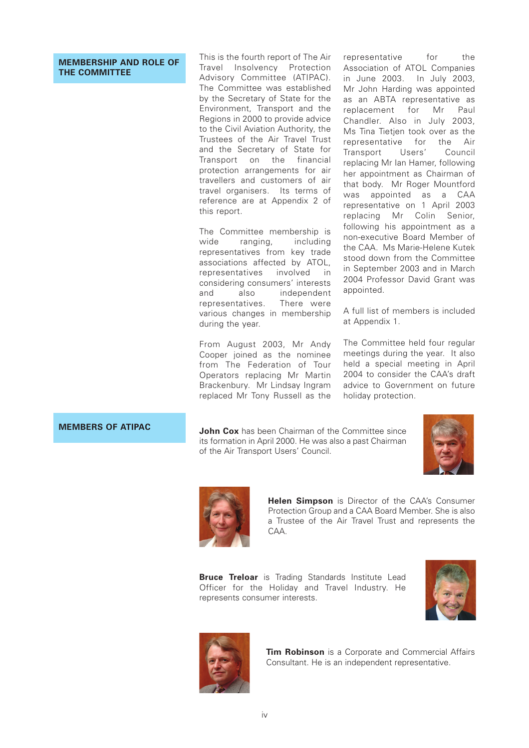## MEMBERSHIP AND ROLE OF THE COMMITTEE

This is the fourth report of The Air Travel Insolvency Protection Advisory Committee (ATIPAC). The Committee was established by the Secretary of State for the Environment, Transport and the Regions in 2000 to provide advice to the Civil Aviation Authority, the Trustees of the Air Travel Trust and the Secretary of State for Transport on the financial protection arrangements for air travellers and customers of air travel organisers. Its terms of reference are at Appendix 2 of this report.

The Committee membership is wide ranging, including representatives from key trade associations affected by ATOL, representatives involved in considering consumers' interests and also independent representatives. There were various changes in membership during the year.

From August 2003, Mr Andy Cooper joined as the nominee from The Federation of Tour Operators replacing Mr Martin Brackenbury. Mr Lindsay Ingram replaced Mr Tony Russell as the representative for the Association of ATOL Companies in June 2003. In July 2003, Mr John Harding was appointed as an ABTA representative as replacement for Mr Paul Chandler. Also in July 2003, Ms Tina Tietjen took over as the representative for the Air Transport Users' Council replacing Mr Ian Hamer, following her appointment as Chairman of that body. Mr Roger Mountford was appointed as a CAA representative on 1 April 2003 replacing Mr Colin Senior, following his appointment as a non-executive Board Member of the CAA. Ms Marie-Helene Kutek stood down from the Committee in September 2003 and in March 2004 Professor David Grant was appointed.

A full list of members is included at Appendix 1.

The Committee held four regular meetings during the year. It also held a special meeting in April 2004 to consider the CAA's draft advice to Government on future holiday protection.

## MEMBERS OF ATIPAC

**John Cox** has been Chairman of the Committee since its formation in April 2000. He was also a past Chairman of the Air Transport Users' Council.

**Helen Simpson** is Director of the CAA's Consumer Protection Group and a CAA Board Member. She is also a Trustee of the Air Travel Trust and represents the CAA.

**Bruce Treloar** is Trading Standards Institute Lead Officer for the Holiday and Travel Industry. He represents consumer interests.

**Tim Robinson** is a Corporate and Commercial Affairs Consultant. He is an independent representative.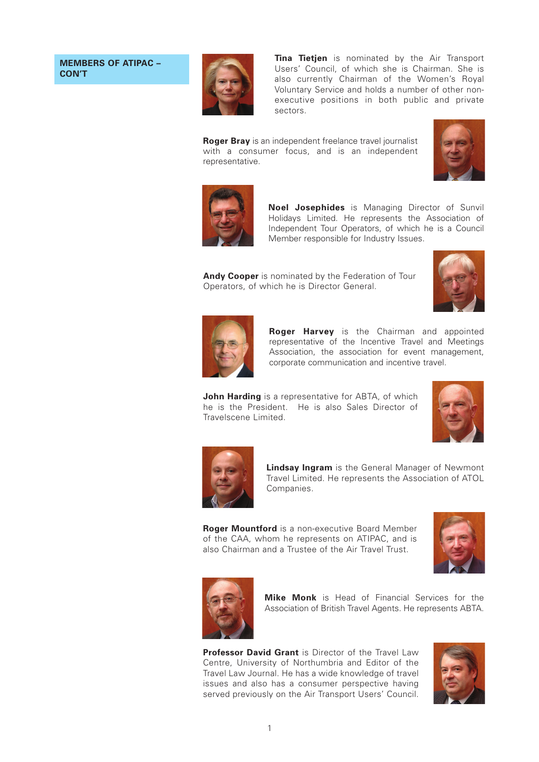## MEMBERS OF ATIPAC – CON'T

**Tina Tietjen** is nominated by the Air Transport Users' Council, of which she is Chairman. She is also currently Chairman of the Women's Royal Voluntary Service and holds a number of other non-executive positions in both public and private sectors.

**Roger Bray** is an independent freelance travel journalist with a consumer focus, and is an independent representative.

**Noel Josephides** is Managing Director of Sunvil Holidays Limited. He represents the Association of Independent Tour Operators, of which he is a Council Member responsible for Industry Issues.

**Andy Cooper** is nominated by the Federation of Tour Operators, of which he is Director General.

**Roger Harvey** is the Chairman and appointed representative of the Incentive Travel and Meetings Association, the association for event management, corporate communication and incentive travel.

**John Harding** is a representative for ABTA, of which he is the President. He is also Sales Director of Travelscene Limited.

**Lindsay Ingram** is the General Manager of Newmont Travel Limited. He represents the Association of ATOL Companies.

**Roger Mountford** is a non-executive Board Member of the CAA, whom he represents on ATIPAC, and is also Chairman and a Trustee of the Air Travel Trust.

**Mike Monk** is Head of Financial Services for the Association of British Travel Agents. He represents ABTA.

**Professor David Grant** is Director of the Travel Law Centre, University of Northumbria and Editor of the Travel Law Journal. He has a wide knowledge of travel issues and also has a consumer perspective having served previously on the Air Transport Users' Council.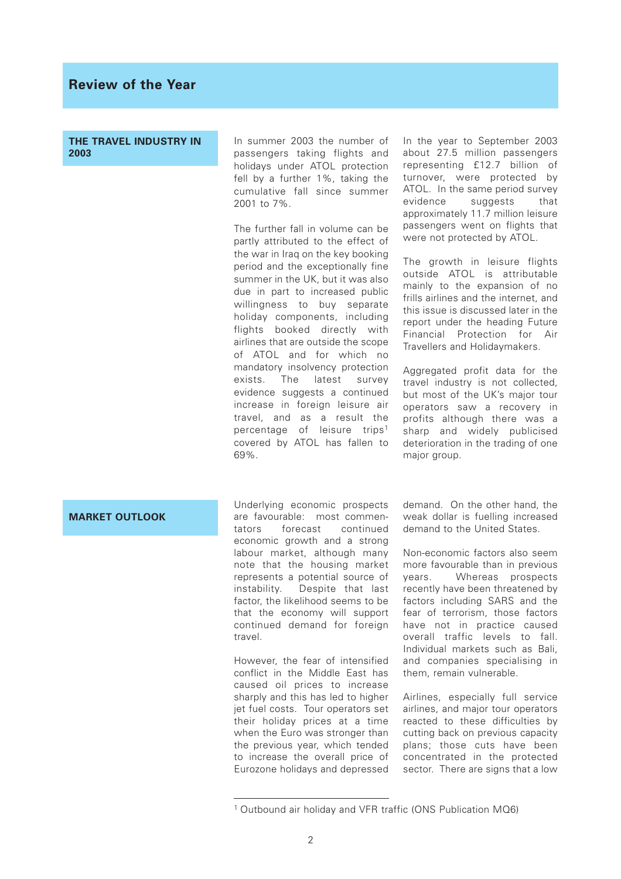# Review of the Year

## THE TRAVEL INDUSTRY IN 2003

In summer 2003 the number of passengers taking flights and holidays under ATOL protection fell by a further 1%, taking the cumulative fall since summer 2001 to 7%.

The further fall in volume can be partly attributed to the effect of the war in Iraq on the key booking period and the exceptionally fine summer in the UK, but it was also due in part to increased public willingness to buy separate holiday components, including flights booked directly with airlines that are outside the scope of ATOL and for which no mandatory insolvency protection exists. The latest survey evidence suggests a continued increase in foreign leisure air travel, and as a result the percentage of leisure trips[1] covered by ATOL has fallen to 69%.

In the year to September 2003 about 27.5 million passengers representing £12.7 billion of turnover, were protected by ATOL. In the same period survey evidence suggests that approximately 11.7 million leisure passengers went on flights that were not protected by ATOL.

The growth in leisure flights outside ATOL is attributable mainly to the expansion of no frills airlines and the internet, and this issue is discussed later in the report under the heading Future Financial Protection for Air Travellers and Holidaymakers.

Aggregated profit data for the travel industry is not collected, but most of the UK's major tour operators saw a recovery in profits although there was a sharp and widely publicised deterioration in the trading of one major group.

## MARKET OUTLOOK

Underlying economic prospects are favourable: most commentators forecast continued economic growth and a strong labour market, although many note that the housing market represents a potential source of instability. Despite that last factor, the likelihood seems to be that the economy will support continued demand for foreign travel.

However, the fear of intensified conflict in the Middle East has caused oil prices to increase sharply and this has led to higher jet fuel costs. Tour operators set their holiday prices at a time when the Euro was stronger than the previous year, which tended to increase the overall price of Eurozone holidays and depressed demand. On the other hand, the weak dollar is fuelling increased demand to the United States.

Non-economic factors also seem more favourable than in previous years. Whereas prospects recently have been threatened by factors including SARS and the fear of terrorism, those factors have not in practice caused overall traffic levels to fall. Individual markets such as Bali, and companies specialising in them, remain vulnerable.

Airlines, especially full service airlines, and major tour operators reacted to these difficulties by cutting back on previous capacity plans; those cuts have been concentrated in the protected sector. There are signs that a low

---

[1] Outbound air holiday and VFR traffic (ONS Publication MQ6)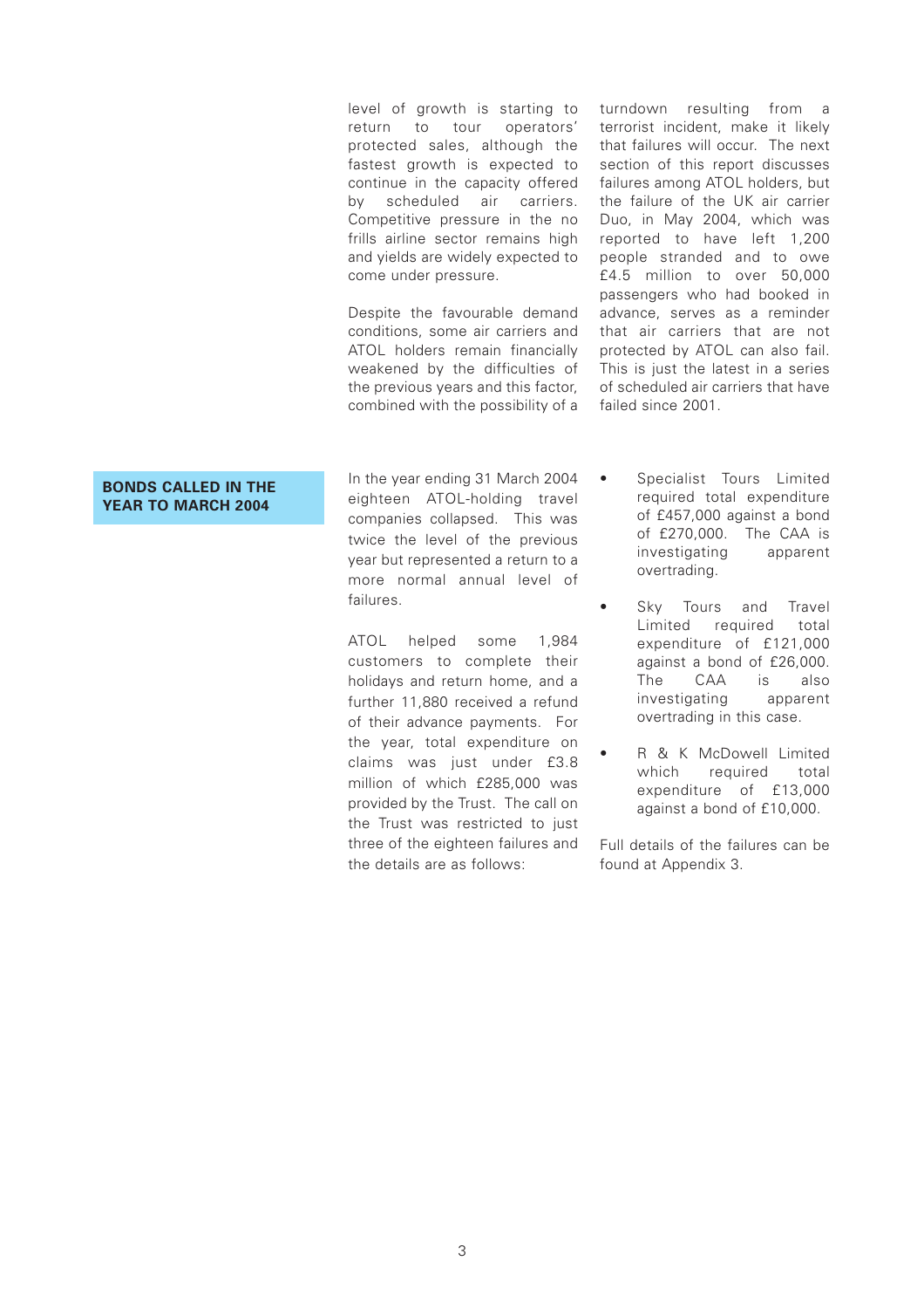level of growth is starting to return to tour operators' protected sales, although the fastest growth is expected to continue in the capacity offered by scheduled air carriers. Competitive pressure in the no frills airline sector remains high and yields are widely expected to come under pressure.

Despite the favourable demand conditions, some air carriers and ATOL holders remain financially weakened by the difficulties of the previous years and this factor, combined with the possibility of a turndown resulting from a terrorist incident, make it likely that failures will occur. The next section of this report discusses failures among ATOL holders, but the failure of the UK air carrier Duo, in May 2004, which was reported to have left 1,200 people stranded and to owe £4.5 million to over 50,000 passengers who had booked in advance, serves as a reminder that air carriers that are not protected by ATOL can also fail. This is just the latest in a series of scheduled air carriers that have failed since 2001.

## BONDS CALLED IN THE YEAR TO MARCH 2004

In the year ending 31 March 2004 eighteen ATOL-holding travel companies collapsed. This was twice the level of the previous year but represented a return to a more normal annual level of failures.

ATOL helped some 1,984 customers to complete their holidays and return home, and a further 11,880 received a refund of their advance payments. For the year, total expenditure on claims was just under £3.8 million of which £285,000 was provided by the Trust. The call on the Trust was restricted to just three of the eighteen failures and the details are as follows:

- Specialist Tours Limited required total expenditure of £457,000 against a bond of £270,000. The CAA is investigating apparent overtrading.
- Sky Tours and Travel Limited required total expenditure of £121,000 against a bond of £26,000. The CAA is also investigating apparent overtrading in this case.
- R & K McDowell Limited which required total expenditure of £13,000 against a bond of £10,000.

Full details of the failures can be found at Appendix 3.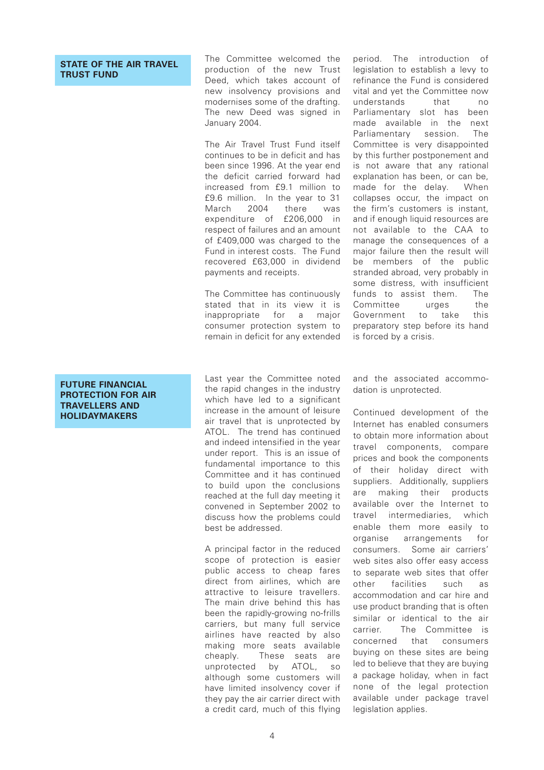## STATE OF THE AIR TRAVEL TRUST FUND

The Committee welcomed the production of the new Trust Deed, which takes account of new insolvency provisions and modernises some of the drafting. The new Deed was signed in January 2004.

The Air Travel Trust Fund itself continues to be in deficit and has been since 1996. At the year end the deficit carried forward had increased from £9.1 million to £9.6 million. In the year to 31 March 2004 there was expenditure of £206,000 in respect of failures and an amount of £409,000 was charged to the Fund in interest costs. The Fund recovered £63,000 in dividend payments and receipts.

The Committee has continuously stated that in its view it is inappropriate for a major consumer protection system to remain in deficit for any extended period. The introduction of legislation to establish a levy to refinance the Fund is considered vital and yet the Committee now understands that no Parliamentary slot has been made available in the next Parliamentary session. The Committee is very disappointed by this further postponement and is not aware that any rational explanation has been, or can be, made for the delay. When collapses occur, the impact on the firm's customers is instant, and if enough liquid resources are not available to the CAA to manage the consequences of a major failure then the result will be members of the public stranded abroad, very probably in some distress, with insufficient funds to assist them. The Committee urges the Government to take this preparatory step before its hand is forced by a crisis.

## FUTURE FINANCIAL PROTECTION FOR AIR TRAVELLERS AND HOLIDAYMAKERS

Last year the Committee noted the rapid changes in the industry which have led to a significant increase in the amount of leisure air travel that is unprotected by ATOL. The trend has continued and indeed intensified in the year under report. This is an issue of fundamental importance to this Committee and it has continued to build upon the conclusions reached at the full day meeting it convened in September 2002 to discuss how the problems could best be addressed.

A principal factor in the reduced scope of protection is easier public access to cheap fares direct from airlines, which are attractive to leisure travellers. The main drive behind this has been the rapidly-growing no-frills carriers, but many full service airlines have reacted by also making more seats available cheaply. These seats are unprotected by ATOL, so although some customers will have limited insolvency cover if they pay the air carrier direct with a credit card, much of this flying and the associated accommodation is unprotected.

Continued development of the Internet has enabled consumers to obtain more information about travel components, compare prices and book the components of their holiday direct with suppliers. Additionally, suppliers are making their products available over the Internet to travel intermediaries, which enable them more easily to organise arrangements for consumers. Some air carriers' web sites also offer easy access to separate web sites that offer other facilities such as accommodation and car hire and use product branding that is often similar or identical to the air carrier. The Committee is concerned that consumers buying on these sites are being led to believe that they are buying a package holiday, when in fact none of the legal protection available under package travel legislation applies.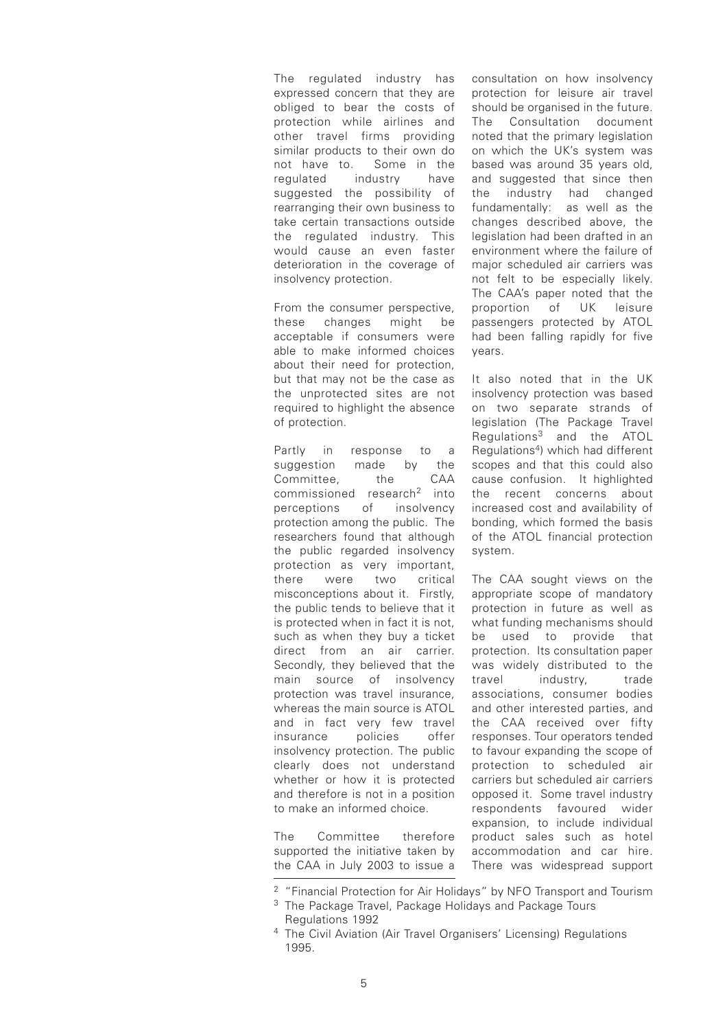The regulated industry has expressed concern that they are obliged to bear the costs of protection while airlines and other travel firms providing similar products to their own do not have to. Some in the regulated industry have suggested the possibility of rearranging their own business to take certain transactions outside the regulated industry. This would cause an even faster deterioration in the coverage of insolvency protection.

From the consumer perspective, these changes might be acceptable if consumers were able to make informed choices about their need for protection, but that may not be the case as the unprotected sites are not required to highlight the absence of protection.

Partly in response to a suggestion made by the Committee, the CAA commissioned research[2] into perceptions of insolvency protection among the public. The researchers found that although the public regarded insolvency protection as very important, there were two critical misconceptions about it. Firstly, the public tends to believe that it is protected when in fact it is not, such as when they buy a ticket direct from an air carrier. Secondly, they believed that the main source of insolvency protection was travel insurance, whereas the main source is ATOL and in fact very few travel insurance policies offer insolvency protection. The public clearly does not understand whether or how it is protected and therefore is not in a position to make an informed choice.

The Committee therefore supported the initiative taken by the CAA in July 2003 to issue a consultation on how insolvency protection for leisure air travel should be organised in the future. The Consultation document noted that the primary legislation on which the UK's system was based was around 35 years old, and suggested that since then the industry had changed fundamentally: as well as the changes described above, the legislation had been drafted in an environment where the failure of major scheduled air carriers was not felt to be especially likely. The CAA's paper noted that the proportion of UK leisure passengers protected by ATOL had been falling rapidly for five years.

It also noted that in the UK insolvency protection was based on two separate strands of legislation (The Package Travel Regulations[3] and the ATOL Regulations[4]) which had different scopes and that this could also cause confusion. It highlighted the recent concerns about increased cost and availability of bonding, which formed the basis of the ATOL financial protection system.

The CAA sought views on the appropriate scope of mandatory protection in future as well as what funding mechanisms should be used to provide that protection. Its consultation paper was widely distributed to the travel industry, trade associations, consumer bodies and other interested parties, and the CAA received over fifty responses. Tour operators tended to favour expanding the scope of protection to scheduled air carriers but scheduled air carriers opposed it. Some travel industry respondents favoured wider expansion, to include individual product sales such as hotel accommodation and car hire. There was widespread support

---

[2] "Financial Protection for Air Holidays" by NFO Transport and Tourism

[3] The Package Travel, Package Holidays and Package Tours Regulations 1992

[4] The Civil Aviation (Air Travel Organisers' Licensing) Regulations 1995.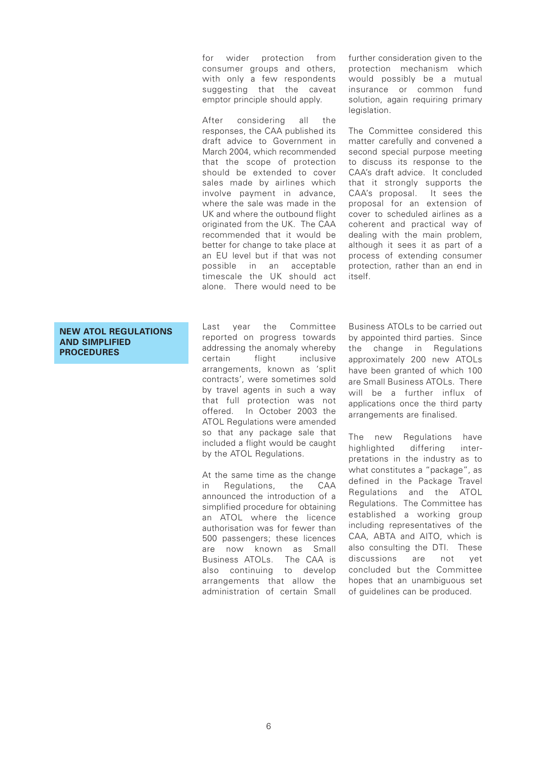for wider protection from consumer groups and others, with only a few respondents suggesting that the caveat emptor principle should apply.

After considering all the responses, the CAA published its draft advice to Government in March 2004, which recommended that the scope of protection should be extended to cover sales made by airlines which involve payment in advance, where the sale was made in the UK and where the outbound flight originated from the UK. The CAA recommended that it would be better for change to take place at an EU level but if that was not possible in an acceptable timescale the UK should act alone. There would need to be further consideration given to the protection mechanism which would possibly be a mutual insurance or common fund solution, again requiring primary legislation.

The Committee considered this matter carefully and convened a second special purpose meeting to discuss its response to the CAA's draft advice. It concluded that it strongly supports the CAA's proposal. It sees the proposal for an extension of cover to scheduled airlines as a coherent and practical way of dealing with the main problem, although it sees it as part of a process of extending consumer protection, rather than an end in itself.

## NEW ATOL REGULATIONS AND SIMPLIFIED PROCEDURES

Last year the Committee reported on progress towards addressing the anomaly whereby certain flight inclusive arrangements, known as 'split contracts', were sometimes sold by travel agents in such a way that full protection was not offered. In October 2003 the ATOL Regulations were amended so that any package sale that included a flight would be caught by the ATOL Regulations.

At the same time as the change in Regulations, the CAA announced the introduction of a simplified procedure for obtaining an ATOL where the licence authorisation was for fewer than 500 passengers; these licences are now known as Small Business ATOLs. The CAA is also continuing to develop arrangements that allow the administration of certain Small Business ATOLs to be carried out by appointed third parties. Since the change in Regulations approximately 200 new ATOLs have been granted of which 100 are Small Business ATOLs. There will be a further influx of applications once the third party arrangements are finalised.

The new Regulations have highlighted differing interpretations in the industry as to what constitutes a "package", as defined in the Package Travel Regulations and the ATOL Regulations. The Committee has established a working group including representatives of the CAA, ABTA and AITO, which is also consulting the DTI. These discussions are not yet concluded but the Committee hopes that an unambiguous set of guidelines can be produced.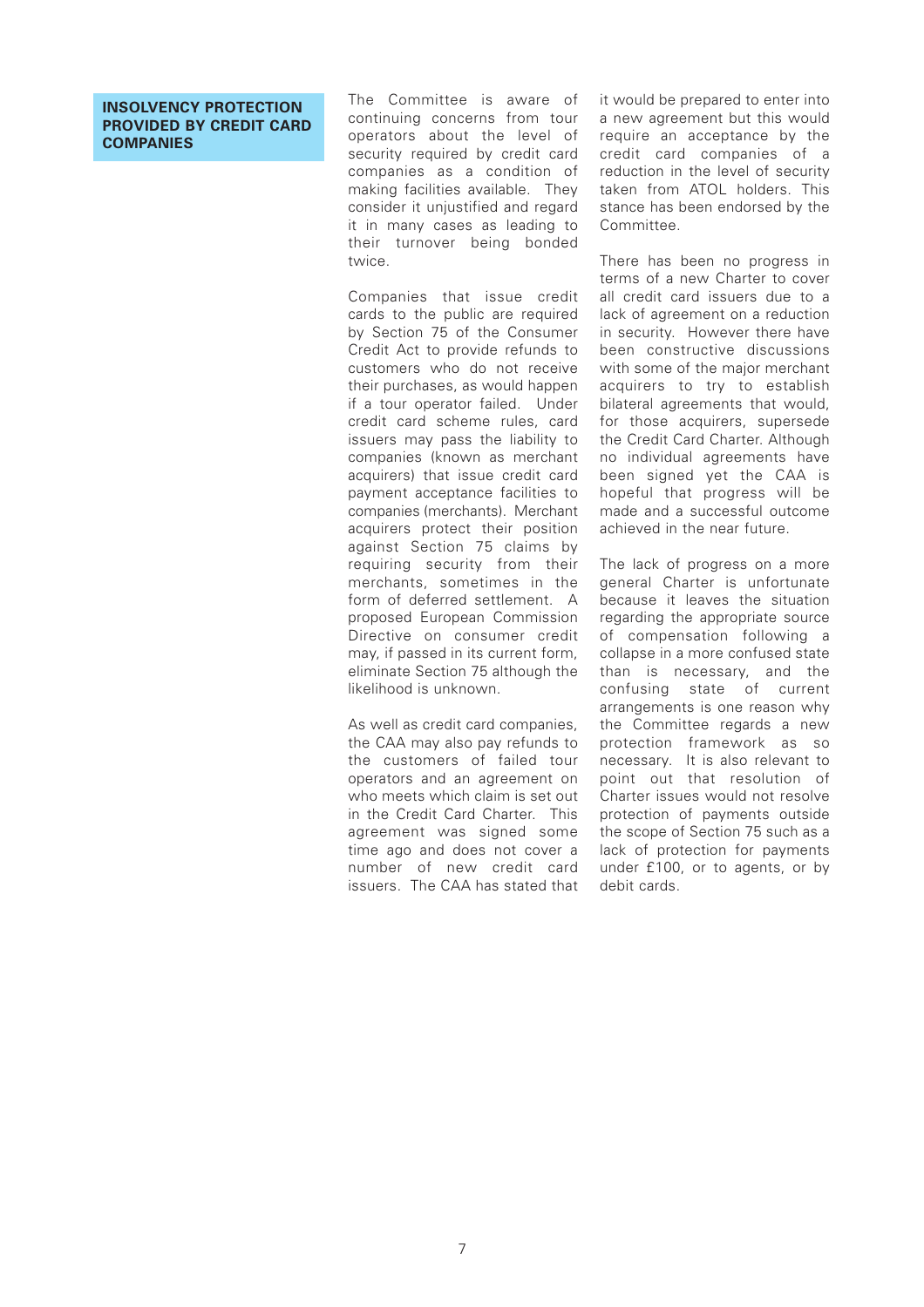## INSOLVENCY PROTECTION PROVIDED BY CREDIT CARD COMPANIES

The Committee is aware of continuing concerns from tour operators about the level of security required by credit card companies as a condition of making facilities available. They consider it unjustified and regard it in many cases as leading to their turnover being bonded twice.

Companies that issue credit cards to the public are required by Section 75 of the Consumer Credit Act to provide refunds to customers who do not receive their purchases, as would happen if a tour operator failed. Under credit card scheme rules, card issuers may pass the liability to companies (known as merchant acquirers) that issue credit card payment acceptance facilities to companies (merchants). Merchant acquirers protect their position against Section 75 claims by requiring security from their merchants, sometimes in the form of deferred settlement. A proposed European Commission Directive on consumer credit may, if passed in its current form, eliminate Section 75 although the likelihood is unknown.

As well as credit card companies, the CAA may also pay refunds to the customers of failed tour operators and an agreement on who meets which claim is set out in the Credit Card Charter. This agreement was signed some time ago and does not cover a number of new credit card issuers. The CAA has stated that it would be prepared to enter into a new agreement but this would require an acceptance by the credit card companies of a reduction in the level of security taken from ATOL holders. This stance has been endorsed by the Committee.

There has been no progress in terms of a new Charter to cover all credit card issuers due to a lack of agreement on a reduction in security. However there have been constructive discussions with some of the major merchant acquirers to try to establish bilateral agreements that would, for those acquirers, supersede the Credit Card Charter. Although no individual agreements have been signed yet the CAA is hopeful that progress will be made and a successful outcome achieved in the near future.

The lack of progress on a more general Charter is unfortunate because it leaves the situation regarding the appropriate source of compensation following a collapse in a more confused state than is necessary, and the confusing state of current arrangements is one reason why the Committee regards a new protection framework as so necessary. It is also relevant to point out that resolution of Charter issues would not resolve protection of payments outside the scope of Section 75 such as a lack of protection for payments under £100, or to agents, or by debit cards.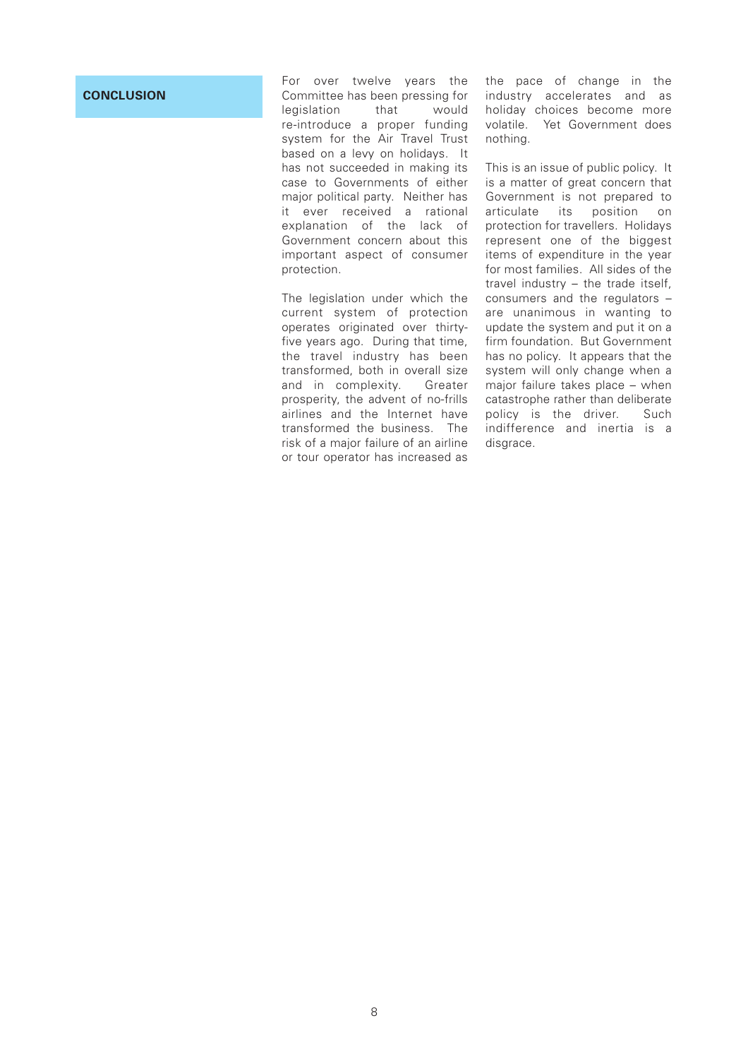## CONCLUSION

For over twelve years the Committee has been pressing for legislation that would re-introduce a proper funding system for the Air Travel Trust based on a levy on holidays. It has not succeeded in making its case to Governments of either major political party. Neither has it ever received a rational explanation of the lack of Government concern about this important aspect of consumer protection.

The legislation under which the current system of protection operates originated over thirty-five years ago. During that time, the travel industry has been transformed, both in overall size and in complexity. Greater prosperity, the advent of no-frills airlines and the Internet have transformed the business. The risk of a major failure of an airline or tour operator has increased as the pace of change in the industry accelerates and as holiday choices become more volatile. Yet Government does nothing.

This is an issue of public policy. It is a matter of great concern that Government is not prepared to articulate its position on protection for travellers. Holidays represent one of the biggest items of expenditure in the year for most families. All sides of the travel industry – the trade itself, consumers and the regulators – are unanimous in wanting to update the system and put it on a firm foundation. But Government has no policy. It appears that the system will only change when a major failure takes place – when catastrophe rather than deliberate policy is the driver. Such indifference and inertia is a disgrace.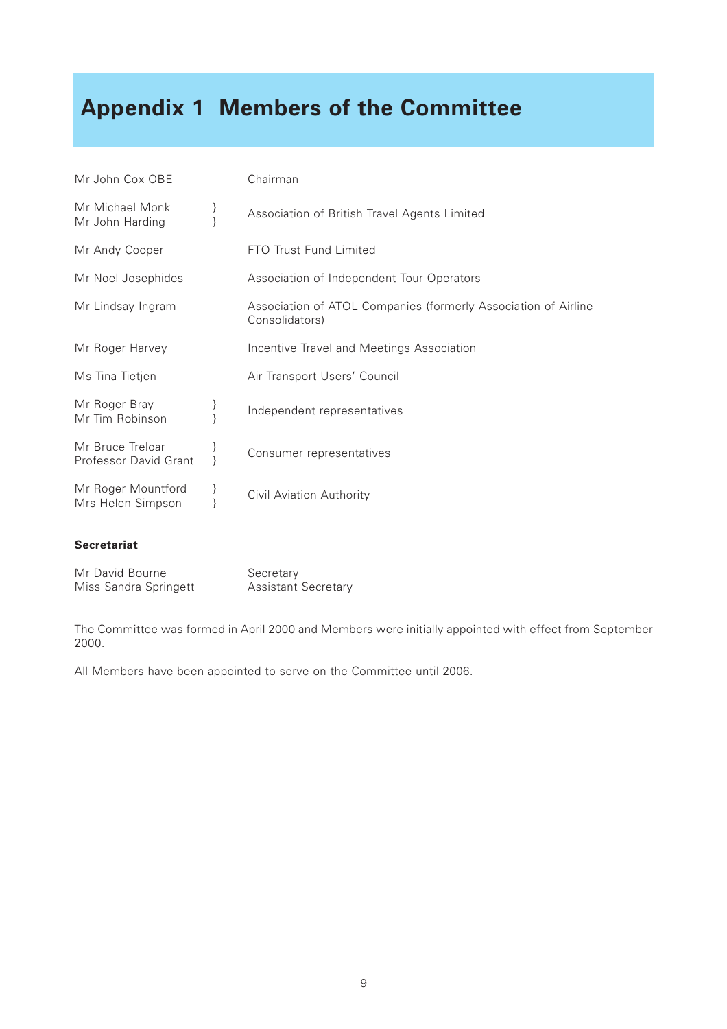# Appendix 1 Members of the Committee

| | |
|---|---|
| Mr John Cox OBE | Chairman |
| Mr Michael Monk<br>Mr John Harding | Association of British Travel Agents Limited |
| Mr Andy Cooper | FTO Trust Fund Limited |
| Mr Noel Josephides | Association of Independent Tour Operators |
| Mr Lindsay Ingram | Association of ATOL Companies (formerly Association of Airline Consolidators) |
| Mr Roger Harvey | Incentive Travel and Meetings Association |
| Ms Tina Tietjen | Air Transport Users' Council |
| Mr Roger Bray<br>Mr Tim Robinson | Independent representatives |
| Mr Bruce Treloar<br>Professor David Grant | Consumer representatives |
| Mr Roger Mountford<br>Mrs Helen Simpson | Civil Aviation Authority |

**Secretariat**

| | |
|---|---|
| Mr David Bourne | Secretary |
| Miss Sandra Springett | Assistant Secretary |

The Committee was formed in April 2000 and Members were initially appointed with effect from September 2000.

All Members have been appointed to serve on the Committee until 2006.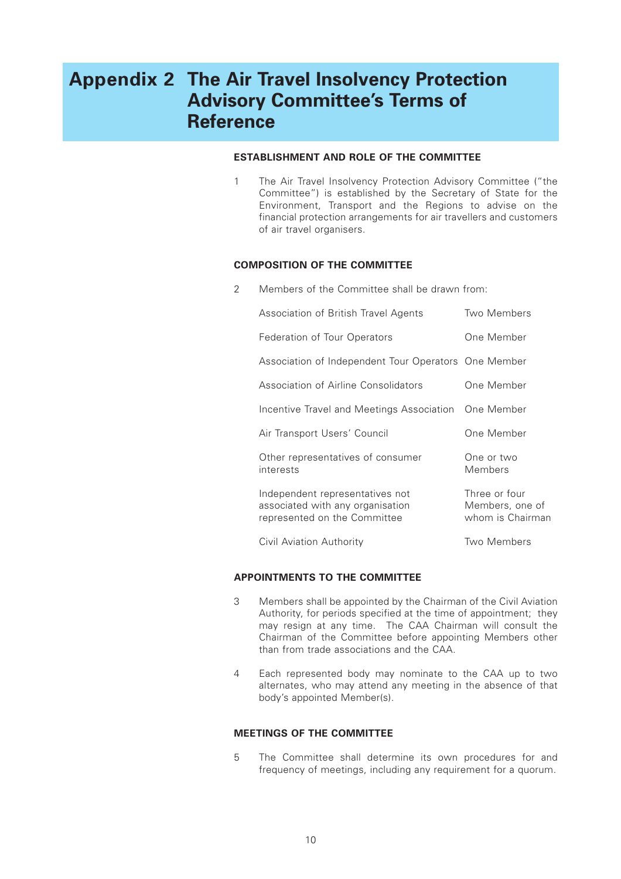# Appendix 2 The Air Travel Insolvency Protection Advisory Committee's Terms of Reference

### ESTABLISHMENT AND ROLE OF THE COMMITTEE

1 The Air Travel Insolvency Protection Advisory Committee ("the Committee") is established by the Secretary of State for the Environment, Transport and the Regions to advise on the financial protection arrangements for air travellers and customers of air travel organisers.

### COMPOSITION OF THE COMMITTEE

2 Members of the Committee shall be drawn from:

| | |
|---|---|
| Association of British Travel Agents | Two Members |
| Federation of Tour Operators | One Member |
| Association of Independent Tour Operators | One Member |
| Association of Airline Consolidators | One Member |
| Incentive Travel and Meetings Association | One Member |
| Air Transport Users' Council | One Member |
| Other representatives of consumer interests | One or two Members |
| Independent representatives not associated with any organisation represented on the Committee | Three or four Members, one of whom is Chairman |
| Civil Aviation Authority | Two Members |

### APPOINTMENTS TO THE COMMITTEE

3 Members shall be appointed by the Chairman of the Civil Aviation Authority, for periods specified at the time of appointment; they may resign at any time. The CAA Chairman will consult the Chairman of the Committee before appointing Members other than from trade associations and the CAA.

4 Each represented body may nominate to the CAA up to two alternates, who may attend any meeting in the absence of that body's appointed Member(s).

### MEETINGS OF THE COMMITTEE

5 The Committee shall determine its own procedures for and frequency of meetings, including any requirement for a quorum.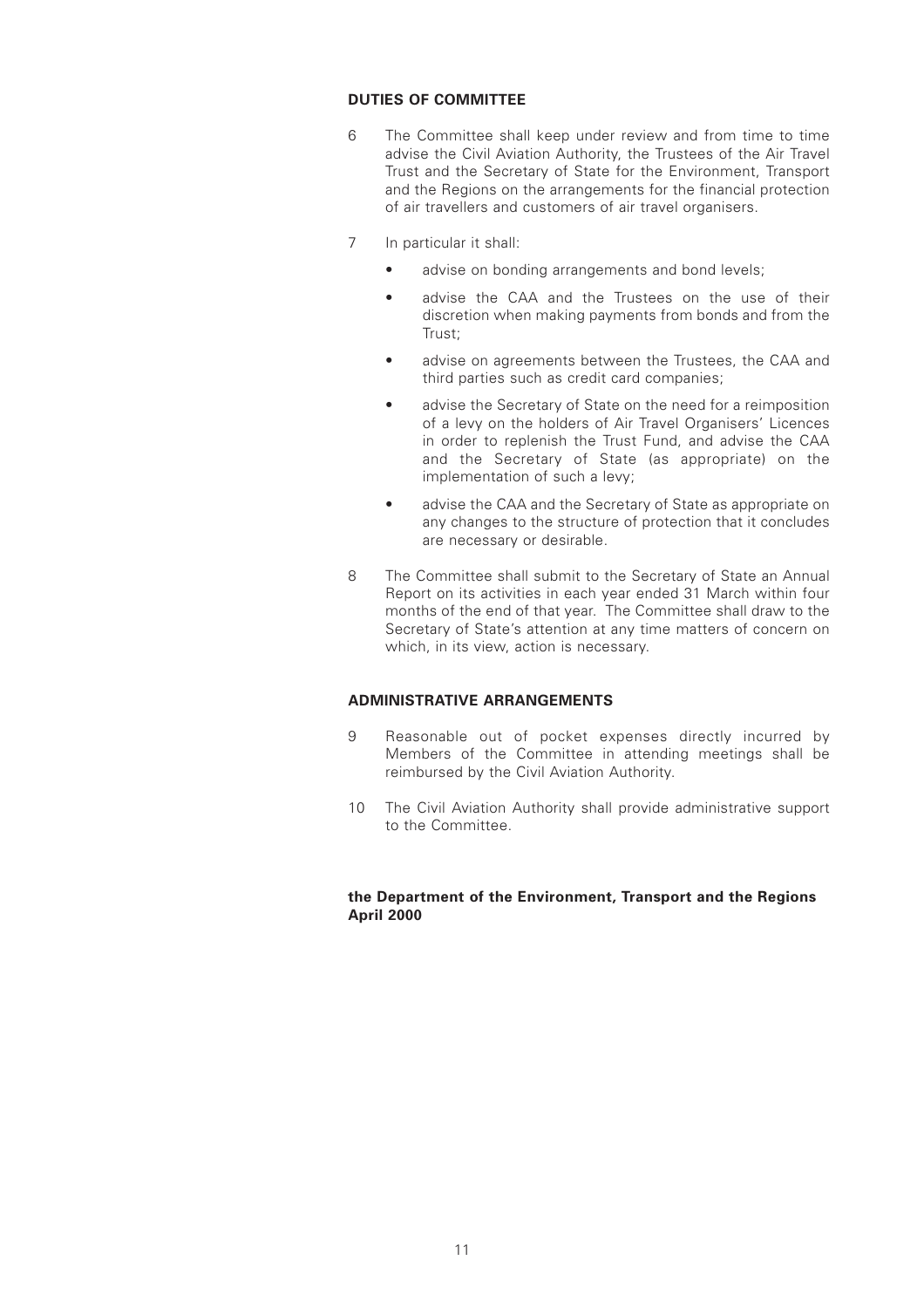## DUTIES OF COMMITTEE

6 The Committee shall keep under review and from time to time advise the Civil Aviation Authority, the Trustees of the Air Travel Trust and the Secretary of State for the Environment, Transport and the Regions on the arrangements for the financial protection of air travellers and customers of air travel organisers.

7 In particular it shall:

- advise on bonding arrangements and bond levels;
- advise the CAA and the Trustees on the use of their discretion when making payments from bonds and from the Trust;
- advise on agreements between the Trustees, the CAA and third parties such as credit card companies;
- advise the Secretary of State on the need for a reimposition of a levy on the holders of Air Travel Organisers' Licences in order to replenish the Trust Fund, and advise the CAA and the Secretary of State (as appropriate) on the implementation of such a levy;
- advise the CAA and the Secretary of State as appropriate on any changes to the structure of protection that it concludes are necessary or desirable.

8 The Committee shall submit to the Secretary of State an Annual Report on its activities in each year ended 31 March within four months of the end of that year. The Committee shall draw to the Secretary of State's attention at any time matters of concern on which, in its view, action is necessary.

## ADMINISTRATIVE ARRANGEMENTS

9 Reasonable out of pocket expenses directly incurred by Members of the Committee in attending meetings shall be reimbursed by the Civil Aviation Authority.

10 The Civil Aviation Authority shall provide administrative support to the Committee.

**the Department of the Environment, Transport and the Regions**
**April 2000**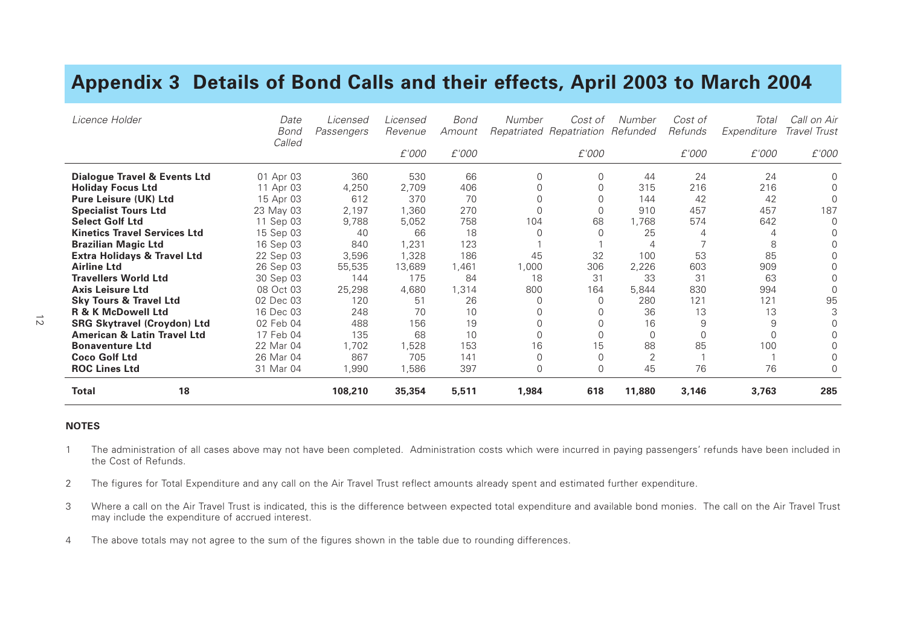# Appendix 3 Details of Bond Calls and their effects, April 2003 to March 2004

| Licence Holder | Date Bond Called | Licensed Passengers | Licensed Revenue £'000 | Bond Amount £'000 | Number Repatriated | Cost of Repatriation £'000 | Number Refunded | Cost of Refunds £'000 | Total Expenditure £'000 | Call on Air Travel Trust £'000 |
|---|---|---|---|---|---|---|---|---|---|---|
| **Dialogue Travel & Events Ltd** | 01 Apr 03 | 360 | 530 | 66 | 0 | 0 | 44 | 24 | 24 | 0 |
| **Holiday Focus Ltd** | 11 Apr 03 | 4,250 | 2,709 | 406 | 0 | 0 | 315 | 216 | 216 | 0 |
| **Pure Leisure (UK) Ltd** | 15 Apr 03 | 612 | 370 | 70 | 0 | 0 | 144 | 42 | 42 | 0 |
| **Specialist Tours Ltd** | 23 May 03 | 2,197 | 1,360 | 270 | 0 | 0 | 910 | 457 | 457 | 187 |
| **Select Golf Ltd** | 11 Sep 03 | 9,788 | 5,052 | 758 | 104 | 68 | 1,768 | 574 | 642 | 0 |
| **Kinetics Travel Services Ltd** | 15 Sep 03 | 40 | 66 | 18 | 0 | 0 | 25 | 4 | 4 | 0 |
| **Brazilian Magic Ltd** | 16 Sep 03 | 840 | 1,231 | 123 | 1 | 1 | 4 | 7 | 8 | 0 |
| **Extra Holidays & Travel Ltd** | 22 Sep 03 | 3,596 | 1,328 | 186 | 45 | 32 | 100 | 53 | 85 | 0 |
| **Airline Ltd** | 26 Sep 03 | 55,535 | 13,689 | 1,461 | 1,000 | 306 | 2,226 | 603 | 909 | 0 |
| **Travellers World Ltd** | 30 Sep 03 | 144 | 175 | 84 | 18 | 31 | 33 | 31 | 63 | 0 |
| **Axis Leisure Ltd** | 08 Oct 03 | 25,298 | 4,680 | 1,314 | 800 | 164 | 5,844 | 830 | 994 | 0 |
| **Sky Tours & Travel Ltd** | 02 Dec 03 | 120 | 51 | 26 | 0 | 0 | 280 | 121 | 121 | 95 |
| **R & K McDowell Ltd** | 16 Dec 03 | 248 | 70 | 10 | 0 | 0 | 36 | 13 | 13 | 3 |
| **SRG Skytravel (Croydon) Ltd** | 02 Feb 04 | 488 | 156 | 19 | 0 | 0 | 16 | 9 | 9 | 0 |
| **American & Latin Travel Ltd** | 17 Feb 04 | 135 | 68 | 10 | 0 | 0 | 0 | 0 | 0 | 0 |
| **Bonaventure Ltd** | 22 Mar 04 | 1,702 | 1,528 | 153 | 16 | 15 | 88 | 85 | 100 | 0 |
| **Coco Golf Ltd** | 26 Mar 04 | 867 | 705 | 141 | 0 | 0 | 2 | 1 | 1 | 0 |
| **ROC Lines Ltd** | 31 Mar 04 | 1,990 | 1,586 | 397 | 0 | 0 | 45 | 76 | 76 | 0 |
| **Total 18** | | **108,210** | **35,354** | **5,511** | **1,984** | **618** | **11,880** | **3,146** | **3,763** | **285** |

**NOTES**

1. The administration of all cases above may not have been completed. Administration costs which were incurred in paying passengers' refunds have been included in the Cost of Refunds.
2. The figures for Total Expenditure and any call on the Air Travel Trust reflect amounts already spent and estimated further expenditure.
3. Where a call on the Air Travel Trust is indicated, this is the difference between expected total expenditure and available bond monies. The call on the Air Travel Trust may include the expenditure of accrued interest.
4. The above totals may not agree to the sum of the figures shown in the table due to rounding differences.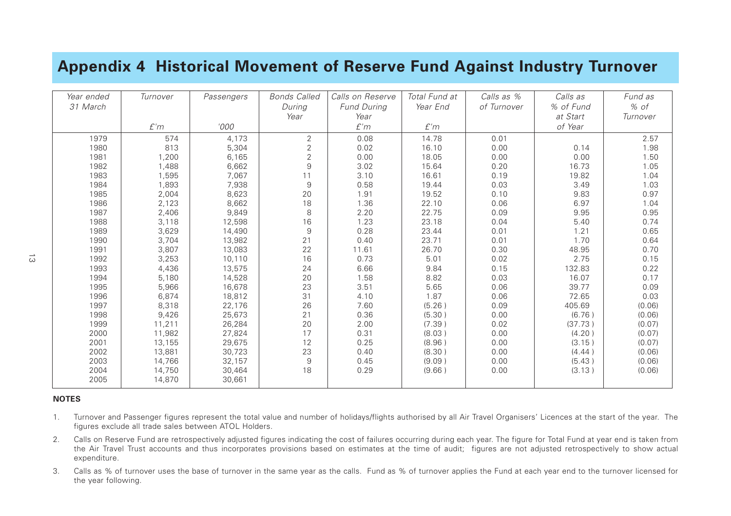# Appendix 4 Historical Movement of Reserve Fund Against Industry Turnover

| Year ended 31 March | Turnover £'m | Passengers '000 | Bonds Called During Year | Calls on Reserve Fund During Year £'m | Total Fund at Year End £'m | Calls as % of Turnover | Calls as % of Fund at Start of Year | Fund as % of Turnover |
|---|---|---|---|---|---|---|---|---|
| 1979 | 574 | 4,173 | 2 | 0.08 | 14.78 | 0.01 | | 2.57 |
| 1980 | 813 | 5,304 | 2 | 0.02 | 16.10 | 0.00 | 0.14 | 1.98 |
| 1981 | 1,200 | 6,165 | 2 | 0.00 | 18.05 | 0.00 | 0.00 | 1.50 |
| 1982 | 1,488 | 6,662 | 9 | 3.02 | 15.64 | 0.20 | 16.73 | 1.05 |
| 1983 | 1,595 | 7,067 | 11 | 3.10 | 16.61 | 0.19 | 19.82 | 1.04 |
| 1984 | 1,893 | 7,938 | 9 | 0.58 | 19.44 | 0.03 | 3.49 | 1.03 |
| 1985 | 2,004 | 8,623 | 20 | 1.91 | 19.52 | 0.10 | 9.83 | 0.97 |
| 1986 | 2,123 | 8,662 | 18 | 1.36 | 22.10 | 0.06 | 6.97 | 1.04 |
| 1987 | 2,406 | 9,849 | 8 | 2.20 | 22.75 | 0.09 | 9.95 | 0.95 |
| 1988 | 3,118 | 12,598 | 16 | 1.23 | 23.18 | 0.04 | 5.40 | 0.74 |
| 1989 | 3,629 | 14,490 | 9 | 0.28 | 23.44 | 0.01 | 1.21 | 0.65 |
| 1990 | 3,704 | 13,982 | 21 | 0.40 | 23.71 | 0.01 | 1.70 | 0.64 |
| 1991 | 3,807 | 13,083 | 22 | 11.61 | 26.70 | 0.30 | 48.95 | 0.70 |
| 1992 | 3,253 | 10,110 | 16 | 0.73 | 5.01 | 0.02 | 2.75 | 0.15 |
| 1993 | 4,436 | 13,575 | 24 | 6.66 | 9.84 | 0.15 | 132.83 | 0.22 |
| 1994 | 5,180 | 14,528 | 20 | 1.58 | 8.82 | 0.03 | 16.07 | 0.17 |
| 1995 | 5,966 | 16,678 | 23 | 3.51 | 5.65 | 0.06 | 39.77 | 0.09 |
| 1996 | 6,874 | 18,812 | 31 | 4.10 | 1.87 | 0.06 | 72.65 | 0.03 |
| 1997 | 8,318 | 22,176 | 26 | 7.60 | (5.26) | 0.09 | 405.69 | (0.06) |
| 1998 | 9,426 | 25,673 | 21 | 0.36 | (5.30) | 0.00 | (6.76) | (0.06) |
| 1999 | 11,211 | 26,284 | 20 | 2.00 | (7.39) | 0.02 | (37.73) | (0.07) |
| 2000 | 11,982 | 27,824 | 17 | 0.31 | (8.03) | 0.00 | (4.20) | (0.07) |
| 2001 | 13,155 | 29,675 | 12 | 0.25 | (8.96) | 0.00 | (3.15) | (0.07) |
| 2002 | 13,881 | 30,723 | 23 | 0.40 | (8.30) | 0.00 | (4.44) | (0.06) |
| 2003 | 14,766 | 32,157 | 9 | 0.45 | (9.09) | 0.00 | (5.43) | (0.06) |
| 2004 | 14,750 | 30,464 | 18 | 0.29 | (9.66) | 0.00 | (3.13) | (0.06) |
| 2005 | 14,870 | 30,661 | | | | | | |

**NOTES**

1. Turnover and Passenger figures represent the total value and number of holidays/flights authorised by all Air Travel Organisers' Licences at the start of the year. The figures exclude all trade sales between ATOL Holders.
2. Calls on Reserve Fund are retrospectively adjusted figures indicating the cost of failures occurring during each year. The figure for Total Fund at year end is taken from the Air Travel Trust accounts and thus incorporates provisions based on estimates at the time of audit; figures are not adjusted retrospectively to show actual expenditure.
3. Calls as % of turnover uses the base of turnover in the same year as the calls. Fund as % of turnover applies the Fund at each year end to the turnover licensed for the year following.